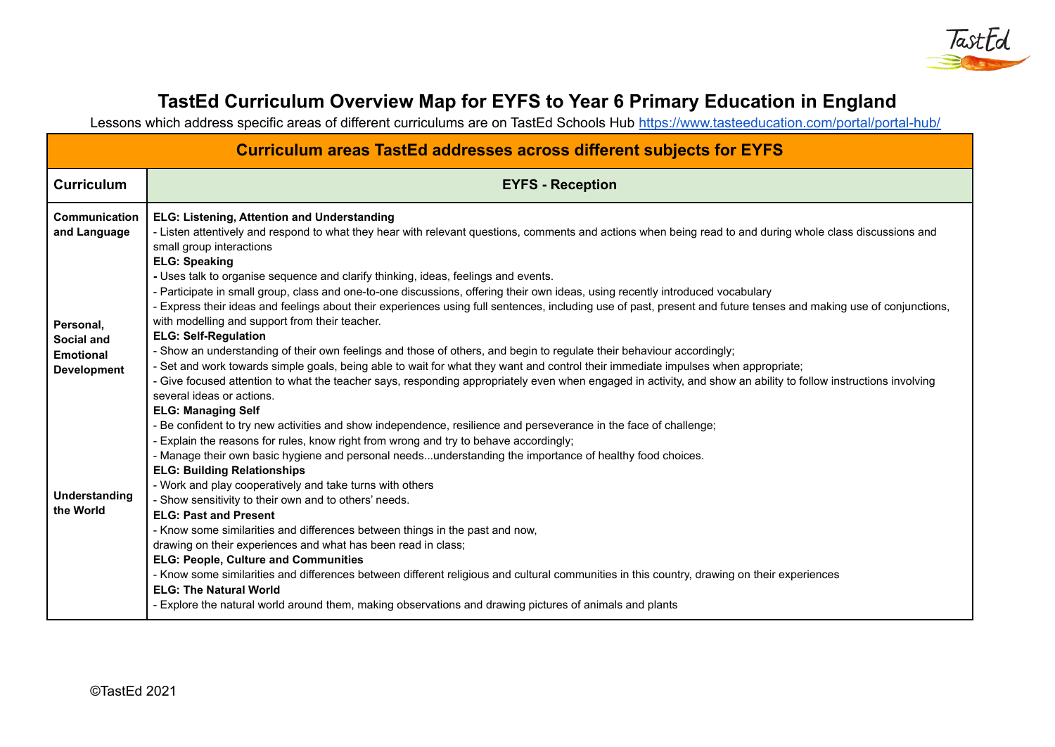# TastEd Curriculum Overview Map for EYFS to Year 6 Primary Education in England

Lessons which address specific areas of different curriculums are on TastEd Schools Hub [https://www.tasteeducation.com/portal/portal-hub/](https://www.tasteeducation.com/portal/portal-hub/)

| Curriculum areas TastEd addresses across different subjects for EYFS | |
|---|---|
| **Curriculum** | **EYFS - Reception** |
| **Communication and Language** | **ELG: Listening, Attention and Understanding**<br>- Listen attentively and respond to what they hear with relevant questions, comments and actions when being read to and during whole class discussions and small group interactions<br>**ELG: Speaking**<br>- Uses talk to organise sequence and clarify thinking, ideas, feelings and events.<br>- Participate in small group, class and one-to-one discussions, offering their own ideas, using recently introduced vocabulary<br>- Express their ideas and feelings about their experiences using full sentences, including use of past, present and future tenses and making use of conjunctions, with modelling and support from their teacher. |
| **Personal, Social and Emotional Development** | **ELG: Self-Regulation**<br>- Show an understanding of their own feelings and those of others, and begin to regulate their behaviour accordingly;<br>- Set and work towards simple goals, being able to wait for what they want and control their immediate impulses when appropriate;<br>- Give focused attention to what the teacher says, responding appropriately even when engaged in activity, and show an ability to follow instructions involving several ideas or actions.<br>**ELG: Managing Self**<br>- Be confident to try new activities and show independence, resilience and perseverance in the face of challenge;<br>- Explain the reasons for rules, know right from wrong and try to behave accordingly;<br>- Manage their own basic hygiene and personal needs...understanding the importance of healthy food choices.<br>**ELG: Building Relationships**<br>- Work and play cooperatively and take turns with others<br>- Show sensitivity to their own and to others' needs. |
| **Understanding the World** | **ELG: Past and Present**<br>- Know some similarities and differences between things in the past and now, drawing on their experiences and what has been read in class;<br>**ELG: People, Culture and Communities**<br>- Know some similarities and differences between different religious and cultural communities in this country, drawing on their experiences<br>**ELG: The Natural World**<br>- Explore the natural world around them, making observations and drawing pictures of animals and plants |

©TastEd 2021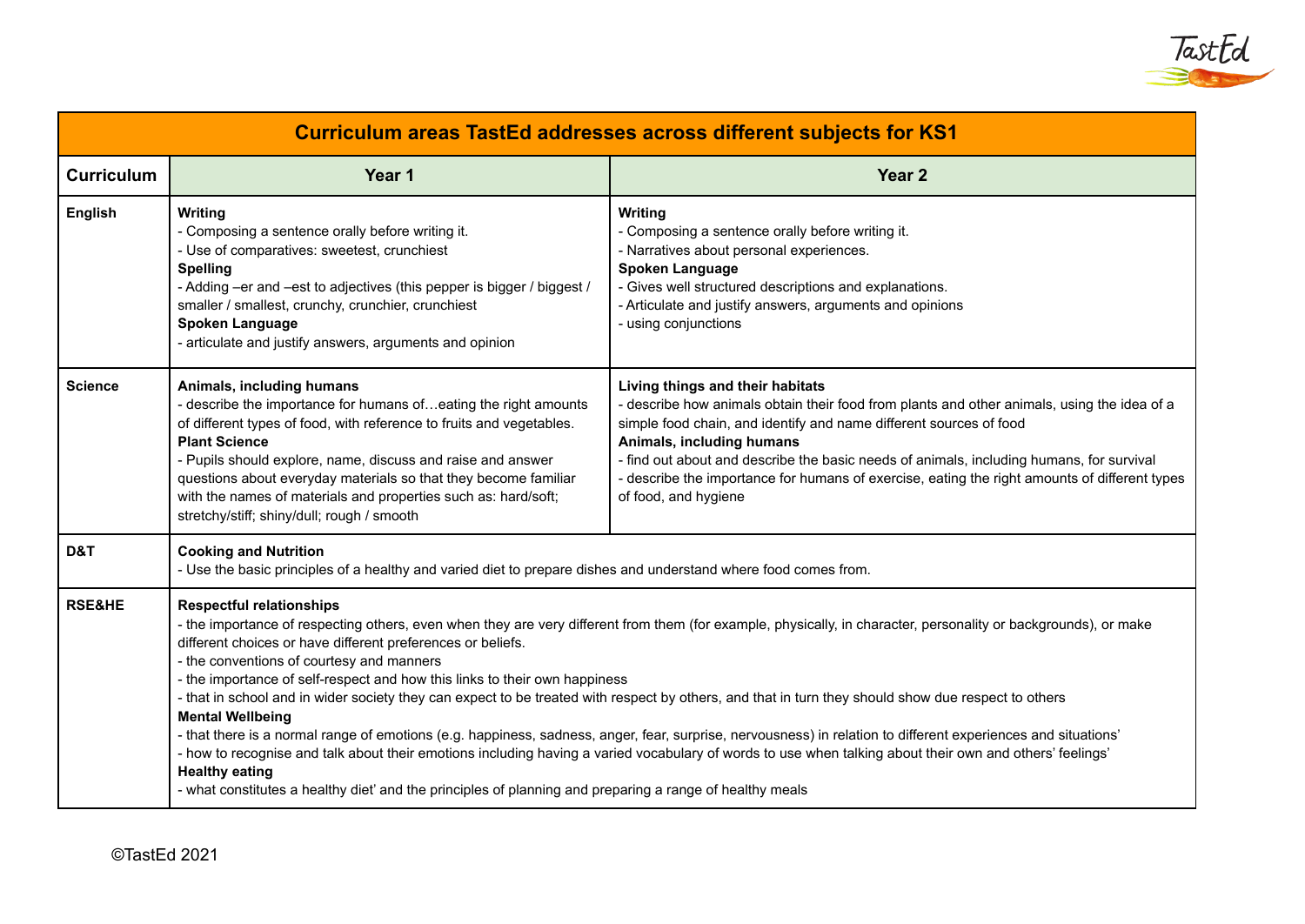| Curriculum areas TastEd addresses across different subjects for KS1 | | |
|---|---|---|
| **Curriculum** | **Year 1** | **Year 2** |
| **English** | **Writing**<br>- Composing a sentence orally before writing it.<br>- Use of comparatives: sweetest, crunchiest<br>**Spelling**<br>- Adding –er and –est to adjectives (this pepper is bigger / biggest / smaller / smallest, crunchy, crunchier, crunchiest<br>**Spoken Language**<br>- articulate and justify answers, arguments and opinion | **Writing**<br>- Composing a sentence orally before writing it.<br>- Narratives about personal experiences.<br>**Spoken Language**<br>- Gives well structured descriptions and explanations.<br>- Articulate and justify answers, arguments and opinions<br>- using conjunctions |
| **Science** | **Animals, including humans**<br>- describe the importance for humans of…eating the right amounts of different types of food, with reference to fruits and vegetables.<br>**Plant Science**<br>- Pupils should explore, name, discuss and raise and answer questions about everyday materials so that they become familiar with the names of materials and properties such as: hard/soft; stretchy/stiff; shiny/dull; rough / smooth | **Living things and their habitats**<br>- describe how animals obtain their food from plants and other animals, using the idea of a simple food chain, and identify and name different sources of food<br>**Animals, including humans**<br>- find out about and describe the basic needs of animals, including humans, for survival<br>- describe the importance for humans of exercise, eating the right amounts of different types of food, and hygiene |
| **D&T** | **Cooking and Nutrition**<br>- Use the basic principles of a healthy and varied diet to prepare dishes and understand where food comes from. | |
| **RSE&HE** | **Respectful relationships**<br>- the importance of respecting others, even when they are very different from them (for example, physically, in character, personality or backgrounds), or make different choices or have different preferences or beliefs.<br>- the conventions of courtesy and manners<br>- the importance of self-respect and how this links to their own happiness<br>- that in school and in wider society they can expect to be treated with respect by others, and that in turn they should show due respect to others<br>**Mental Wellbeing**<br>- that there is a normal range of emotions (e.g. happiness, sadness, anger, fear, surprise, nervousness) in relation to different experiences and situations'<br>- how to recognise and talk about their emotions including having a varied vocabulary of words to use when talking about their own and others' feelings'<br>**Healthy eating**<br>- what constitutes a healthy diet' and the principles of planning and preparing a range of healthy meals | |

©TastEd 2021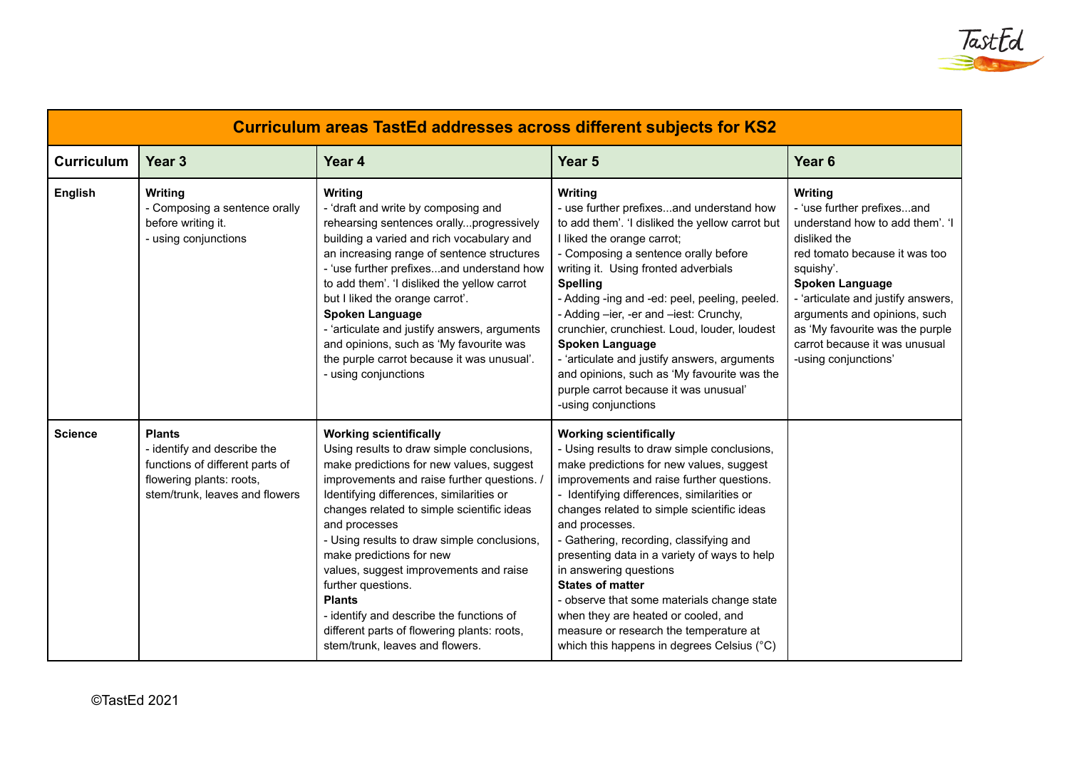| Curriculum areas TastEd addresses across different subjects for KS2 | | | | |
|---|---|---|---|---|
| **Curriculum** | **Year 3** | **Year 4** | **Year 5** | **Year 6** |
| **English** | **Writing**<br>- Composing a sentence orally before writing it.<br>- using conjunctions | **Writing**<br>- 'draft and write by composing and rehearsing sentences orally...progressively building a varied and rich vocabulary and an increasing range of sentence structures<br>- 'use further prefixes...and understand how to add them'. 'I disliked the yellow carrot but I liked the orange carrot'.<br>**Spoken Language**<br>- 'articulate and justify answers, arguments and opinions, such as 'My favourite was the purple carrot because it was unusual'.<br>- using conjunctions | **Writing**<br>- use further prefixes...and understand how to add them'. 'I disliked the yellow carrot but I liked the orange carrot;<br>- Composing a sentence orally before writing it. Using fronted adverbials<br>**Spelling**<br>- Adding -ing and -ed: peel, peeling, peeled.<br>- Adding –ier, -er and –iest: Crunchy, crunchier, crunchiest. Loud, louder, loudest<br>**Spoken Language**<br>- 'articulate and justify answers, arguments and opinions, such as 'My favourite was the purple carrot because it was unusual'<br>-using conjunctions | **Writing**<br>- 'use further prefixes...and understand how to add them'. 'I disliked the red tomato because it was too squishy'.<br>**Spoken Language**<br>- 'articulate and justify answers, arguments and opinions, such as 'My favourite was the purple carrot because it was unusual<br>-using conjunctions' |
| **Science** | **Plants**<br>- identify and describe the functions of different parts of flowering plants: roots, stem/trunk, leaves and flowers | **Working scientifically**<br>Using results to draw simple conclusions, make predictions for new values, suggest improvements and raise further questions. / Identifying differences, similarities or changes related to simple scientific ideas and processes<br>- Using results to draw simple conclusions, make predictions for new values, suggest improvements and raise further questions.<br>**Plants**<br>- identify and describe the functions of different parts of flowering plants: roots, stem/trunk, leaves and flowers. | **Working scientifically**<br>- Using results to draw simple conclusions, make predictions for new values, suggest improvements and raise further questions.<br>- Identifying differences, similarities or changes related to simple scientific ideas and processes.<br>- Gathering, recording, classifying and presenting data in a variety of ways to help in answering questions<br>**States of matter**<br>- observe that some materials change state when they are heated or cooled, and measure or research the temperature at which this happens in degrees Celsius (°C) | |

©TastEd 2021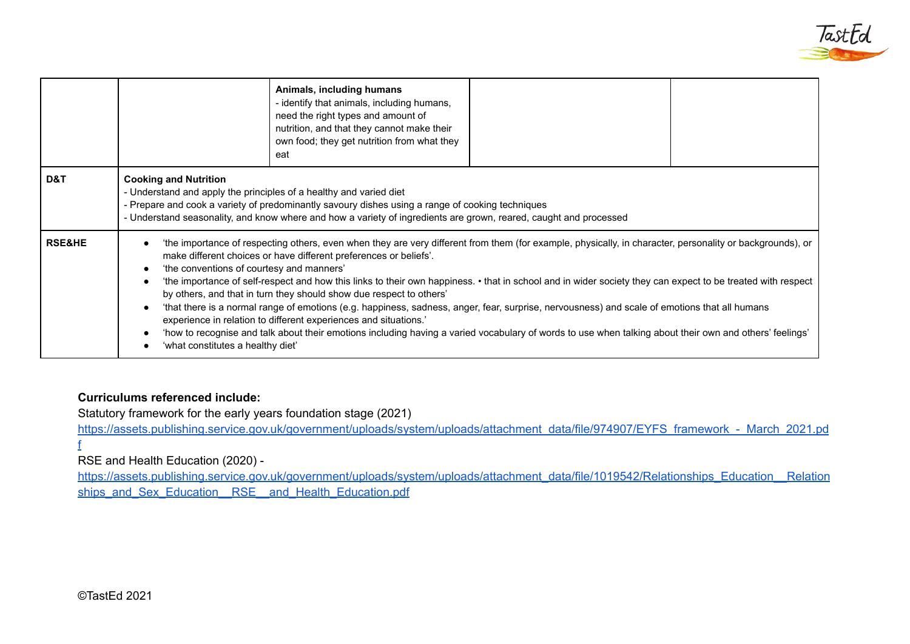| | | | | |
|---|---|---|---|---|
| | | **Animals, including humans**<br>- identify that animals, including humans, need the right types and amount of nutrition, and that they cannot make their own food; they get nutrition from what they eat | | |
| **D&T** | **Cooking and Nutrition**<br>- Understand and apply the principles of a healthy and varied diet<br>- Prepare and cook a variety of predominantly savoury dishes using a range of cooking techniques<br>- Understand seasonality, and know where and how a variety of ingredients are grown, reared, caught and processed | | | |
| **RSE&HE** | • 'the importance of respecting others, even when they are very different from them (for example, physically, in character, personality or backgrounds), or make different choices or have different preferences or beliefs'.<br>• 'the conventions of courtesy and manners'<br>• 'the importance of self-respect and how this links to their own happiness. • that in school and in wider society they can expect to be treated with respect by others, and that in turn they should show due respect to others'<br>• 'that there is a normal range of emotions (e.g. happiness, sadness, anger, fear, surprise, nervousness) and scale of emotions that all humans experience in relation to different experiences and situations.'<br>• 'how to recognise and talk about their emotions including having a varied vocabulary of words to use when talking about their own and others' feelings'<br>• 'what constitutes a healthy diet' | | | |

**Curriculums referenced include:**

Statutory framework for the early years foundation stage (2021)
https://assets.publishing.service.gov.uk/government/uploads/system/uploads/attachment_data/file/974907/EYFS_framework_-_March_2021.pdf

RSE and Health Education (2020) -
https://assets.publishing.service.gov.uk/government/uploads/system/uploads/attachment_data/file/1019542/Relationships_Education__Relationships_and_Sex_Education__RSE__and_Health_Education.pdf

©TastEd 2021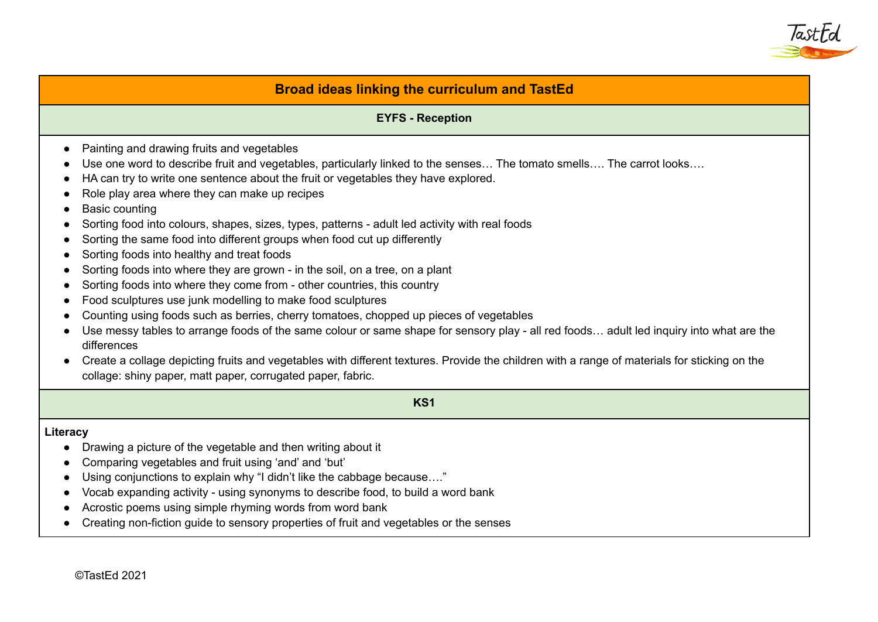## Broad ideas linking the curriculum and TastEd

### EYFS - Reception

- Painting and drawing fruits and vegetables
- Use one word to describe fruit and vegetables, particularly linked to the senses… The tomato smells…. The carrot looks….
- HA can try to write one sentence about the fruit or vegetables they have explored.
- Role play area where they can make up recipes
- Basic counting
- Sorting food into colours, shapes, sizes, types, patterns - adult led activity with real foods
- Sorting the same food into different groups when food cut up differently
- Sorting foods into healthy and treat foods
- Sorting foods into where they are grown - in the soil, on a tree, on a plant
- Sorting foods into where they come from - other countries, this country
- Food sculptures use junk modelling to make food sculptures
- Counting using foods such as berries, cherry tomatoes, chopped up pieces of vegetables
- Use messy tables to arrange foods of the same colour or same shape for sensory play - all red foods… adult led inquiry into what are the differences
- Create a collage depicting fruits and vegetables with different textures. Provide the children with a range of materials for sticking on the collage: shiny paper, matt paper, corrugated paper, fabric.

### KS1

**Literacy**

- Drawing a picture of the vegetable and then writing about it
- Comparing vegetables and fruit using 'and' and 'but'
- Using conjunctions to explain why "I didn't like the cabbage because…."
- Vocab expanding activity - using synonyms to describe food, to build a word bank
- Acrostic poems using simple rhyming words from word bank
- Creating non-fiction guide to sensory properties of fruit and vegetables or the senses

©TastEd 2021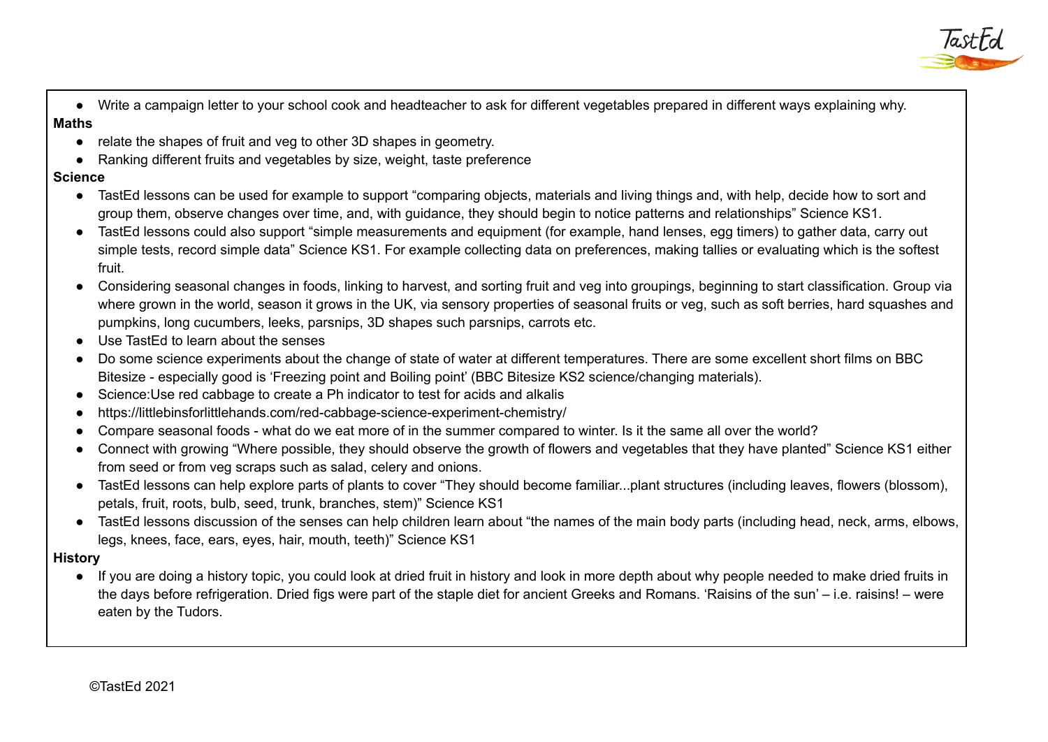- Write a campaign letter to your school cook and headteacher to ask for different vegetables prepared in different ways explaining why.

**Maths**

- relate the shapes of fruit and veg to other 3D shapes in geometry.
- Ranking different fruits and vegetables by size, weight, taste preference

**Science**

- TastEd lessons can be used for example to support "comparing objects, materials and living things and, with help, decide how to sort and group them, observe changes over time, and, with guidance, they should begin to notice patterns and relationships" Science KS1.
- TastEd lessons could also support "simple measurements and equipment (for example, hand lenses, egg timers) to gather data, carry out simple tests, record simple data" Science KS1. For example collecting data on preferences, making tallies or evaluating which is the softest fruit.
- Considering seasonal changes in foods, linking to harvest, and sorting fruit and veg into groupings, beginning to start classification. Group via where grown in the world, season it grows in the UK, via sensory properties of seasonal fruits or veg, such as soft berries, hard squashes and pumpkins, long cucumbers, leeks, parsnips, 3D shapes such parsnips, carrots etc.
- Use TastEd to learn about the senses
- Do some science experiments about the change of state of water at different temperatures. There are some excellent short films on BBC Bitesize - especially good is 'Freezing point and Boiling point' (BBC Bitesize KS2 science/changing materials).
- Science:Use red cabbage to create a Ph indicator to test for acids and alkalis
- https://littlebinsforlittlehands.com/red-cabbage-science-experiment-chemistry/
- Compare seasonal foods - what do we eat more of in the summer compared to winter. Is it the same all over the world?
- Connect with growing "Where possible, they should observe the growth of flowers and vegetables that they have planted" Science KS1 either from seed or from veg scraps such as salad, celery and onions.
- TastEd lessons can help explore parts of plants to cover "They should become familiar...plant structures (including leaves, flowers (blossom), petals, fruit, roots, bulb, seed, trunk, branches, stem)" Science KS1
- TastEd lessons discussion of the senses can help children learn about "the names of the main body parts (including head, neck, arms, elbows, legs, knees, face, ears, eyes, hair, mouth, teeth)" Science KS1

**History**

- If you are doing a history topic, you could look at dried fruit in history and look in more depth about why people needed to make dried fruits in the days before refrigeration. Dried figs were part of the staple diet for ancient Greeks and Romans. 'Raisins of the sun' – i.e. raisins! – were eaten by the Tudors.

©TastEd 2021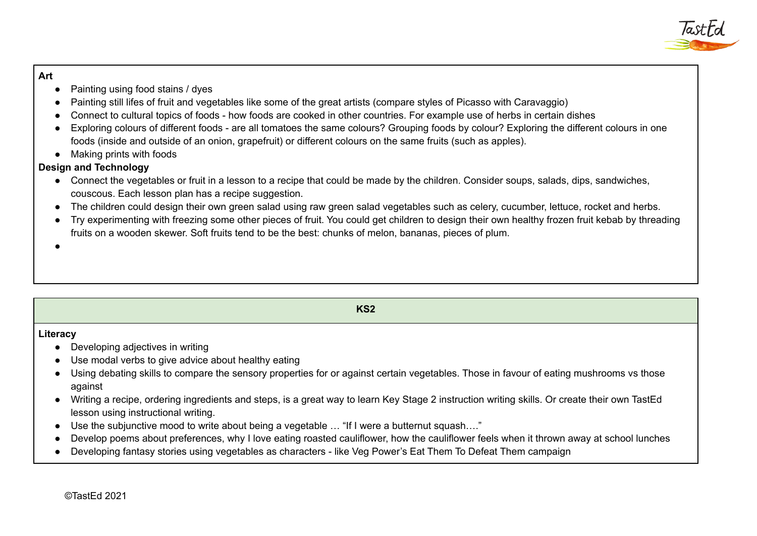**Art**

- Painting using food stains / dyes
- Painting still lifes of fruit and vegetables like some of the great artists (compare styles of Picasso with Caravaggio)
- Connect to cultural topics of foods - how foods are cooked in other countries. For example use of herbs in certain dishes
- Exploring colours of different foods - are all tomatoes the same colours? Grouping foods by colour? Exploring the different colours in one foods (inside and outside of an onion, grapefruit) or different colours on the same fruits (such as apples).
- Making prints with foods

**Design and Technology**

- Connect the vegetables or fruit in a lesson to a recipe that could be made by the children. Consider soups, salads, dips, sandwiches, couscous. Each lesson plan has a recipe suggestion.
- The children could design their own green salad using raw green salad vegetables such as celery, cucumber, lettuce, rocket and herbs.
- Try experimenting with freezing some other pieces of fruit. You could get children to design their own healthy frozen fruit kebab by threading fruits on a wooden skewer. Soft fruits tend to be the best: chunks of melon, bananas, pieces of plum.

## KS2

**Literacy**

- Developing adjectives in writing
- Use modal verbs to give advice about healthy eating
- Using debating skills to compare the sensory properties for or against certain vegetables. Those in favour of eating mushrooms vs those against
- Writing a recipe, ordering ingredients and steps, is a great way to learn Key Stage 2 instruction writing skills. Or create their own TastEd lesson using instructional writing.
- Use the subjunctive mood to write about being a vegetable … "If I were a butternut squash…."
- Develop poems about preferences, why I love eating roasted cauliflower, how the cauliflower feels when it thrown away at school lunches
- Developing fantasy stories using vegetables as characters - like Veg Power's Eat Them To Defeat Them campaign

©TastEd 2021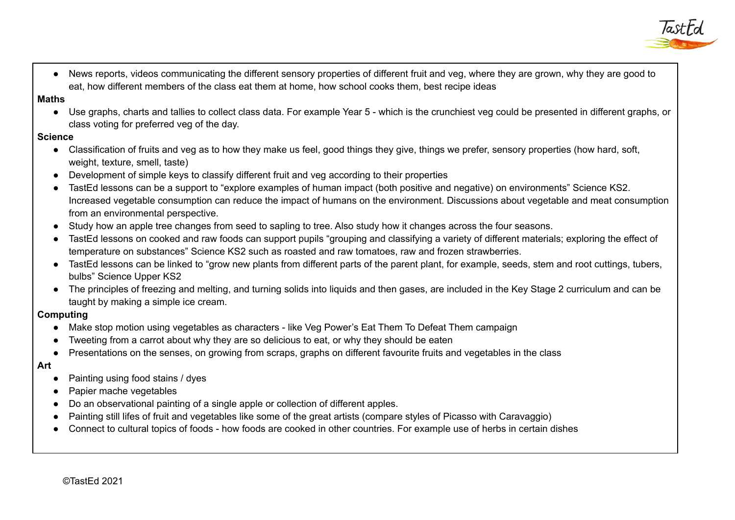- News reports, videos communicating the different sensory properties of different fruit and veg, where they are grown, why they are good to eat, how different members of the class eat them at home, how school cooks them, best recipe ideas

**Maths**

- Use graphs, charts and tallies to collect class data. For example Year 5 - which is the crunchiest veg could be presented in different graphs, or class voting for preferred veg of the day.

**Science**

- Classification of fruits and veg as to how they make us feel, good things they give, things we prefer, sensory properties (how hard, soft, weight, texture, smell, taste)
- Development of simple keys to classify different fruit and veg according to their properties
- TastEd lessons can be a support to "explore examples of human impact (both positive and negative) on environments" Science KS2. Increased vegetable consumption can reduce the impact of humans on the environment. Discussions about vegetable and meat consumption from an environmental perspective.
- Study how an apple tree changes from seed to sapling to tree. Also study how it changes across the four seasons.
- TastEd lessons on cooked and raw foods can support pupils "grouping and classifying a variety of different materials; exploring the effect of temperature on substances" Science KS2 such as roasted and raw tomatoes, raw and frozen strawberries.
- TastEd lessons can be linked to "grow new plants from different parts of the parent plant, for example, seeds, stem and root cuttings, tubers, bulbs" Science Upper KS2
- The principles of freezing and melting, and turning solids into liquids and then gases, are included in the Key Stage 2 curriculum and can be taught by making a simple ice cream.

**Computing**

- Make stop motion using vegetables as characters - like Veg Power's Eat Them To Defeat Them campaign
- Tweeting from a carrot about why they are so delicious to eat, or why they should be eaten
- Presentations on the senses, on growing from scraps, graphs on different favourite fruits and vegetables in the class

**Art**

- Painting using food stains / dyes
- Papier mache vegetables
- Do an observational painting of a single apple or collection of different apples.
- Painting still lifes of fruit and vegetables like some of the great artists (compare styles of Picasso with Caravaggio)
- Connect to cultural topics of foods - how foods are cooked in other countries. For example use of herbs in certain dishes

©TastEd 2021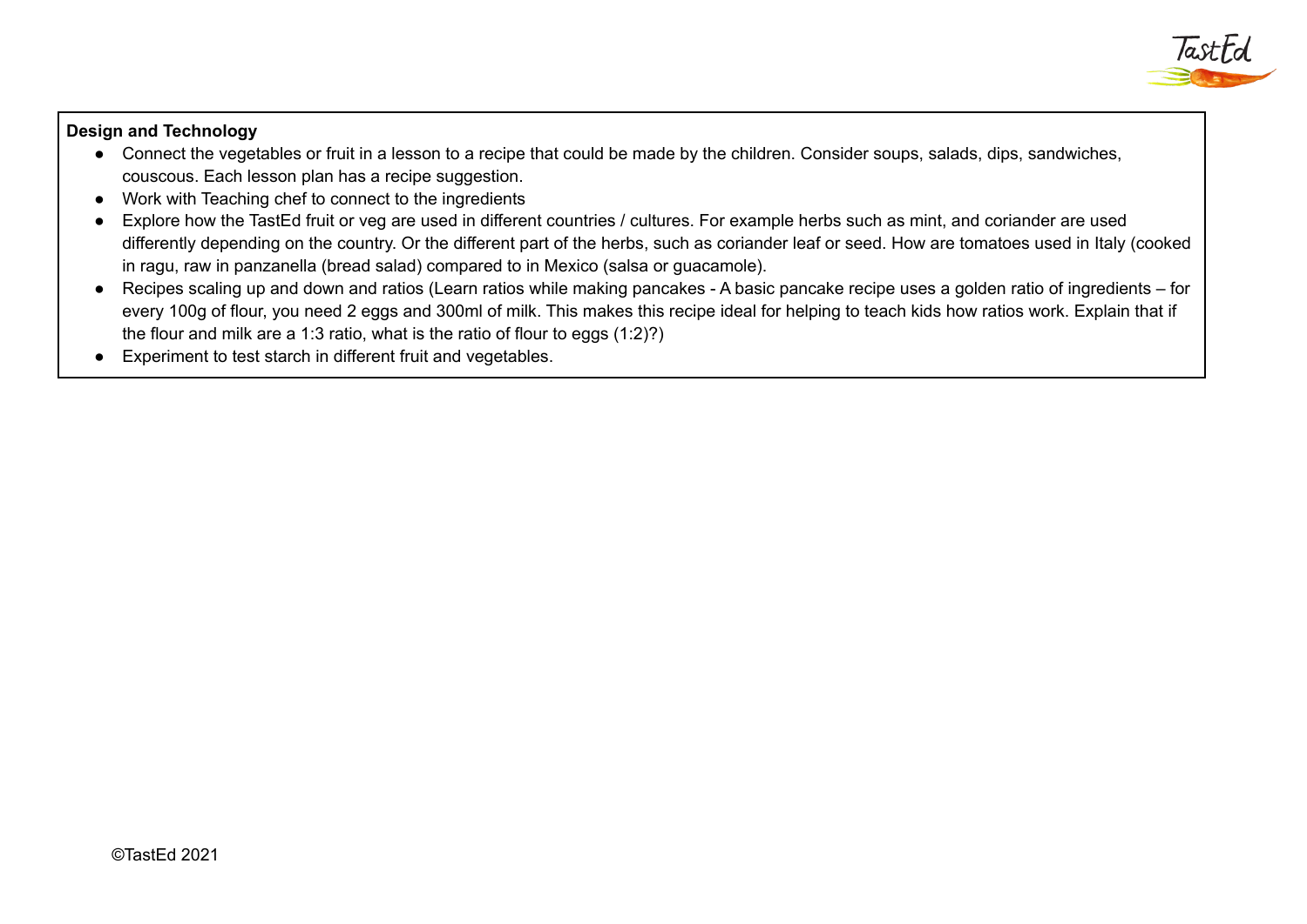**Design and Technology**

- Connect the vegetables or fruit in a lesson to a recipe that could be made by the children. Consider soups, salads, dips, sandwiches, couscous. Each lesson plan has a recipe suggestion.
- Work with Teaching chef to connect to the ingredients
- Explore how the TastEd fruit or veg are used in different countries / cultures. For example herbs such as mint, and coriander are used differently depending on the country. Or the different part of the herbs, such as coriander leaf or seed. How are tomatoes used in Italy (cooked in ragu, raw in panzanella (bread salad) compared to in Mexico (salsa or guacamole).
- Recipes scaling up and down and ratios (Learn ratios while making pancakes - A basic pancake recipe uses a golden ratio of ingredients – for every 100g of flour, you need 2 eggs and 300ml of milk. This makes this recipe ideal for helping to teach kids how ratios work. Explain that if the flour and milk are a 1:3 ratio, what is the ratio of flour to eggs (1:2)?)
- Experiment to test starch in different fruit and vegetables.